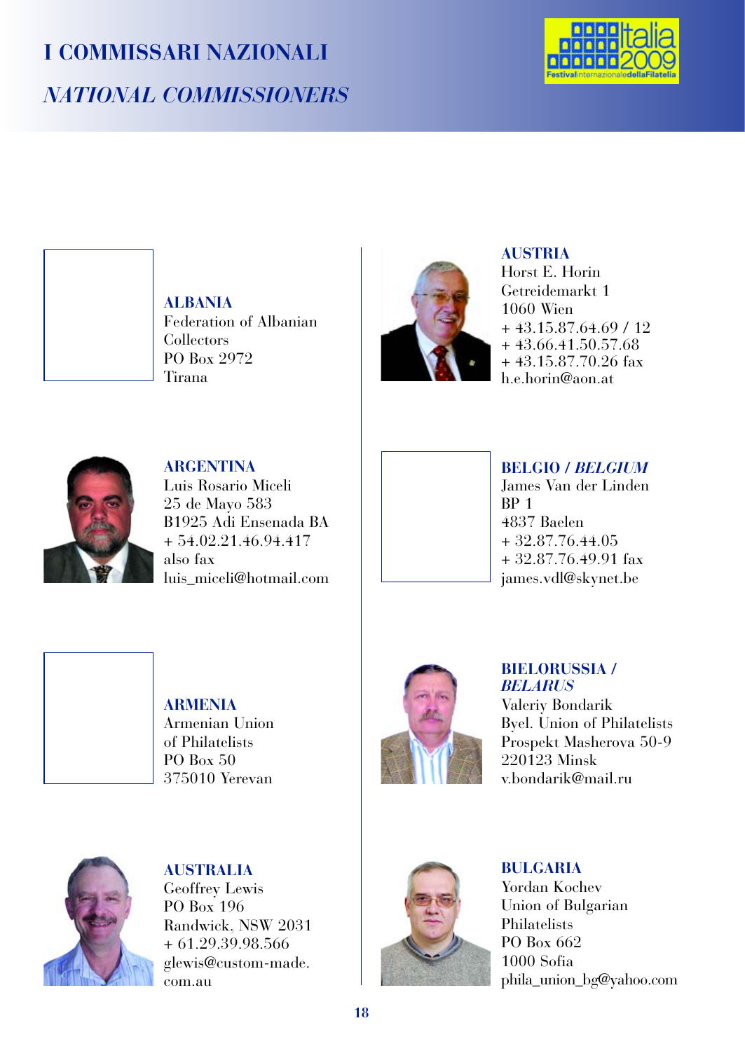# I COMMISSARI NAZIONALI

## *NATIONAL COMMISSIONERS*

**ALBANIA**
Federation of Albanian Collectors
PO Box 2972
Tirana

**ARGENTINA**
Luis Rosario Miceli
25 de Mayo 583
B1925 Adi Ensenada BA
+ 54.02.21.46.94.417
also fax
luis_miceli@hotmail.com

**ARMENIA**
Armenian Union of Philatelists
PO Box 50
375010 Yerevan

**AUSTRALIA**
Geoffrey Lewis
PO Box 196
Randwick, NSW 2031
+ 61.29.39.98.566
glewis@custom-made.com.au

**AUSTRIA**
Horst E. Horin
Getreidemarkt 1
1060 Wien
+ 43.15.87.64.69 / 12
+ 43.66.41.50.57.68
+ 43.15.87.70.26 fax
h.e.horin@aon.at

**BELGIO / *BELGIUM***
James Van der Linden
BP 1
4837 Baelen
+ 32.87.76.44.05
+ 32.87.76.49.91 fax
james.vdl@skynet.be

**BIELORUSSIA / *BELARUS***
Valeriy Bondarik
Byel. Union of Philatelists
Prospekt Masherova 50-9
220123 Minsk
v.bondarik@mail.ru

**BULGARIA**
Yordan Kochev
Union of Bulgarian Philatelists
PO Box 662
1000 Sofia
phila_union_bg@yahoo.com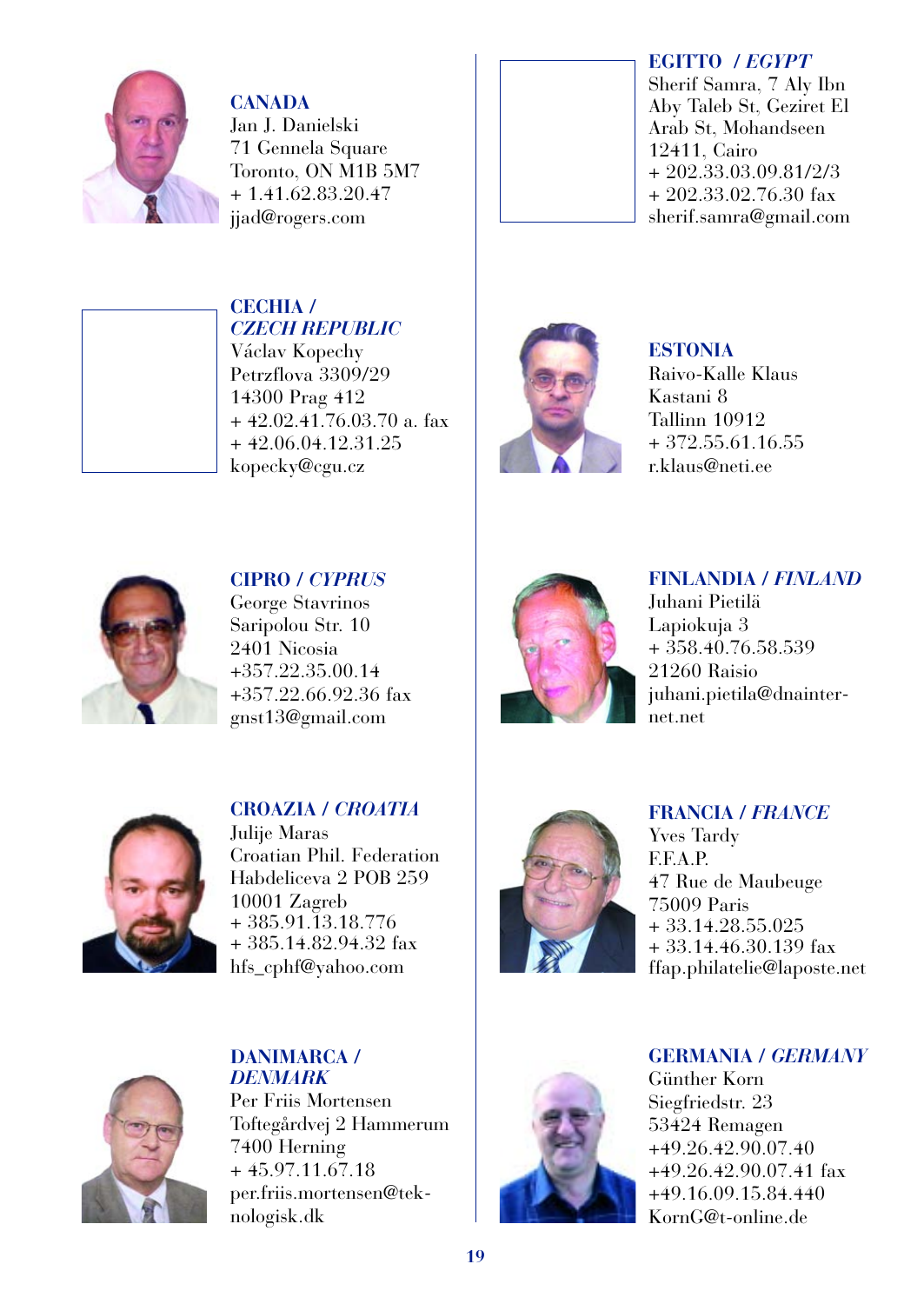**CANADA**
Jan J. Danielski
71 Gennela Square
Toronto, ON M1B 5M7
+ 1.41.62.83.20.47
jjad@rogers.com

**CECHIA /** ***CZECH REPUBLIC***
Václav Kopechy
Petrzflova 3309/29
14300 Prag 412
+ 42.02.41.76.03.70 a. fax
+ 42.06.04.12.31.25
kopecky@cgu.cz

**CIPRO /** ***CYPRUS***
George Stavrinos
Saripolou Str. 10
2401 Nicosia
+357.22.35.00.14
+357.22.66.92.36 fax
gnst13@gmail.com

**CROAZIA /** ***CROATIA***
Julije Maras
Croatian Phil. Federation
Habdeliceva 2 POB 259
10001 Zagreb
+ 385.91.13.18.776
+ 385.14.82.94.32 fax
hfs_cphf@yahoo.com

**DANIMARCA /** ***DENMARK***
Per Friis Mortensen
Toftegårdvej 2 Hammerum
7400 Herning
+ 45.97.11.67.18
per.friis.mortensen@teknologisk.dk

**EGITTO /** ***EGYPT***
Sherif Samra, 7 Aly Ibn Aby Taleb St, Geziret El Arab St, Mohandseen
12411, Cairo
+ 202.33.03.09.81/2/3
+ 202.33.02.76.30 fax
sherif.samra@gmail.com

**ESTONIA**
Raivo-Kalle Klaus
Kastani 8
Tallinn 10912
+ 372.55.61.16.55
r.klaus@neti.ee

**FINLANDIA /** ***FINLAND***
Juhani Pietilä
Lapiokuja 3
+ 358.40.76.58.539
21260 Raisio
juhani.pietila@dnainternet.net

**FRANCIA /** ***FRANCE***
Yves Tardy
F.F.A.P.
47 Rue de Maubeuge
75009 Paris
+ 33.14.28.55.025
+ 33.14.46.30.139 fax
ffap.philatelie@laposte.net

**GERMANIA /** ***GERMANY***
Günther Korn
Siegfriedstr. 23
53424 Remagen
+49.26.42.90.07.40
+49.26.42.90.07.41 fax
+49.16.09.15.84.440
KornG@t-online.de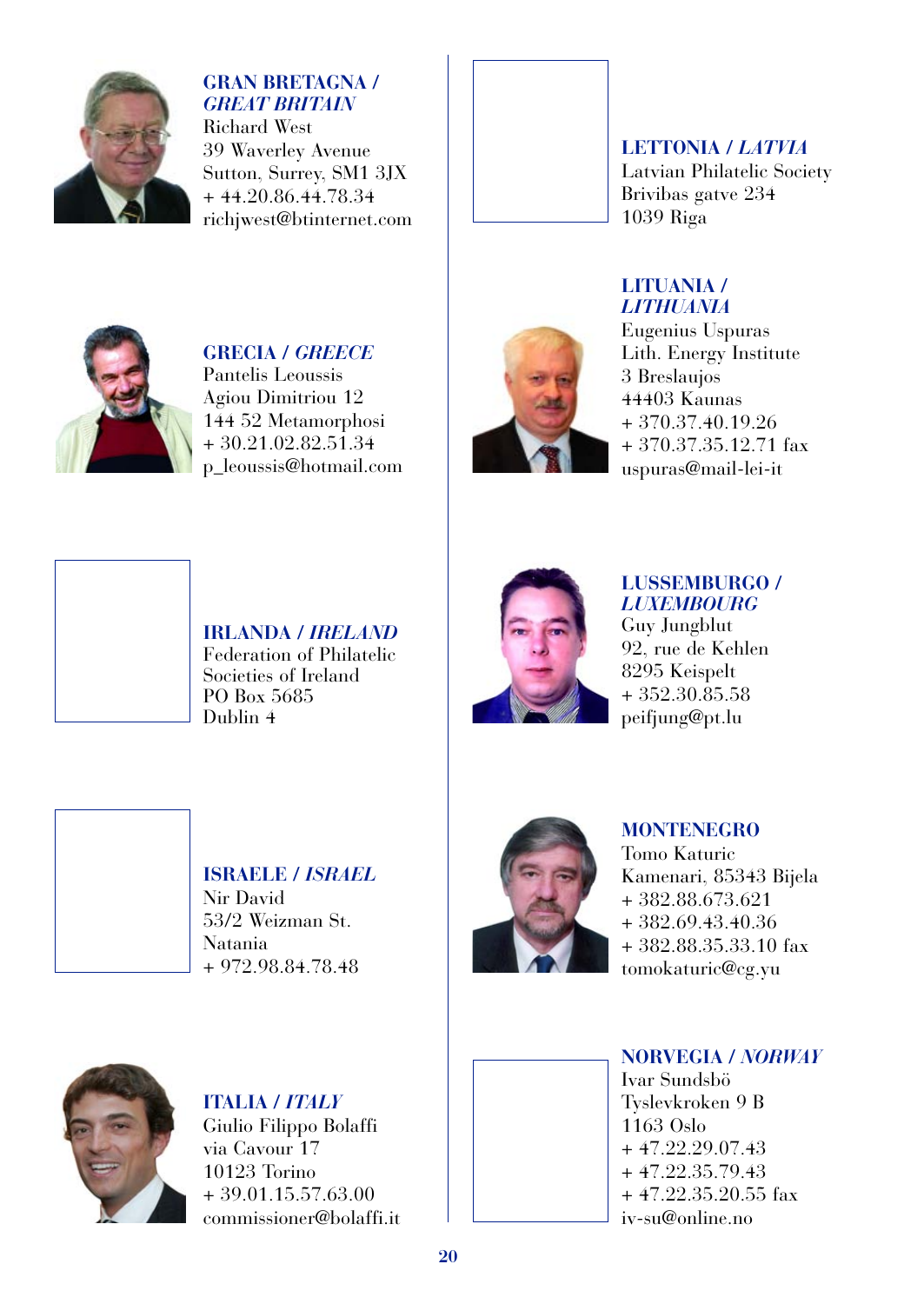**GRAN BRETAGNA / *GREAT BRITAIN***
Richard West
39 Waverley Avenue
Sutton, Surrey, SM1 3JX
+ 44.20.86.44.78.34
richjwest@btinternet.com

**GRECIA / *GREECE***
Pantelis Leoussis
Agiou Dimitriou 12
144 52 Metamorphosi
+ 30.21.02.82.51.34
p_leoussis@hotmail.com

**IRLANDA / *IRELAND***
Federation of Philatelic Societies of Ireland
PO Box 5685
Dublin 4

**ISRAELE / *ISRAEL***
Nir David
53/2 Weizman St.
Natania
+ 972.98.84.78.48

**ITALIA / *ITALY***
Giulio Filippo Bolaffi
via Cavour 17
10123 Torino
+ 39.01.15.57.63.00
commissioner@bolaffi.it

**LETTONIA / *LATVIA***
Latvian Philatelic Society
Brivibas gatve 234
1039 Riga

**LITUANIA / *LITHUANIA***
Eugenius Uspuras
Lith. Energy Institute
3 Breslaujos
44403 Kaunas
+ 370.37.40.19.26
+ 370.37.35.12.71 fax
uspuras@mail-lei-it

**LUSSEMBURGO / *LUXEMBOURG***
Guy Jungblut
92, rue de Kehlen
8295 Keispelt
+ 352.30.85.58
peifjung@pt.lu

**MONTENEGRO**
Tomo Katuric
Kamenari, 85343 Bijela
+ 382.88.673.621
+ 382.69.43.40.36
+ 382.88.35.33.10 fax
tomokaturic@cg.yu

**NORVEGIA / *NORWAY***
Ivar Sundsbö
Tyslevkroken 9 B
1163 Oslo
+ 47.22.29.07.43
+ 47.22.35.79.43
+ 47.22.35.20.55 fax
iv-su@online.no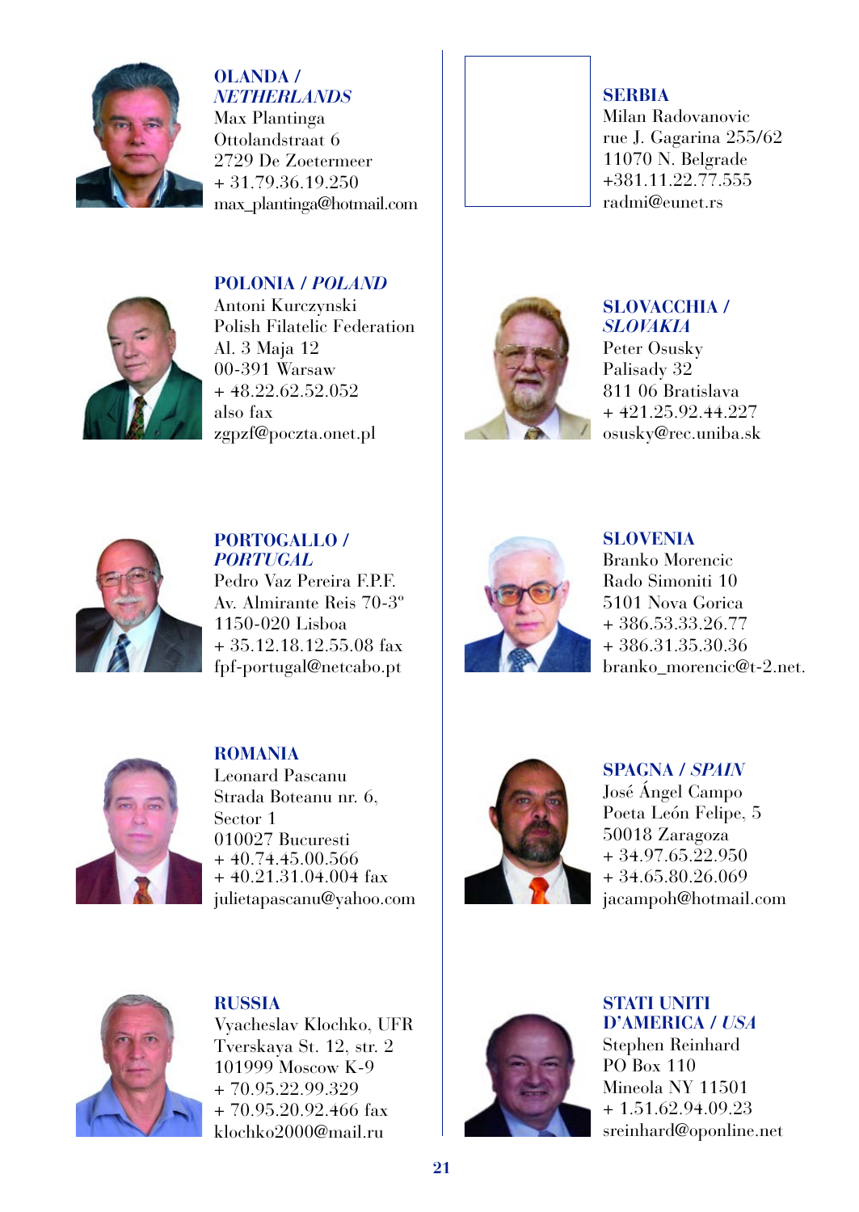**OLANDA / *NETHERLANDS***
Max Plantinga
Ottolandstraat 6
2729 De Zoetermeer
+ 31.79.36.19.250
max_plantinga@hotmail.com

**POLONIA / *POLAND***
Antoni Kurczynski
Polish Filatelic Federation
Al. 3 Maja 12
00-391 Warsaw
+ 48.22.62.52.052
also fax
zgpzf@poczta.onet.pl

**PORTOGALLO / *PORTUGAL***
Pedro Vaz Pereira F.P.F.
Av. Almirante Reis 70-3º
1150-020 Lisboa
+ 35.12.18.12.55.08 fax
fpf-portugal@netcabo.pt

**ROMANIA**
Leonard Pascanu
Strada Boteanu nr. 6,
Sector 1
010027 Bucuresti
+ 40.74.45.00.566
+ 40.21.31.04.004 fax
julietapascanu@yahoo.com

**RUSSIA**
Vyacheslav Klochko, UFR
Tverskaya St. 12, str. 2
101999 Moscow K-9
+ 70.95.22.99.329
+ 70.95.20.92.466 fax
klochko2000@mail.ru

**SERBIA**
Milan Radovanovic
rue J. Gagarina 255/62
11070 N. Belgrade
+381.11.22.77.555
radmi@eunet.rs

**SLOVACCHIA / *SLOVAKIA***
Peter Osusky
Palisady 32
811 06 Bratislava
+ 421.25.92.44.227
osusky@rec.uniba.sk

**SLOVENIA**
Branko Morencic
Rado Simoniti 10
5101 Nova Gorica
+ 386.53.33.26.77
+ 386.31.35.30.36
branko_morencic@t-2.net.

**SPAGNA / *SPAIN***
José Ángel Campo
Poeta León Felipe, 5
50018 Zaragoza
+ 34.97.65.22.950
+ 34.65.80.26.069
jacampoh@hotmail.com

**STATI UNITI D'AMERICA / *USA***
Stephen Reinhard
PO Box 110
Mineola NY 11501
+ 1.51.62.94.09.23
sreinhard@oponline.net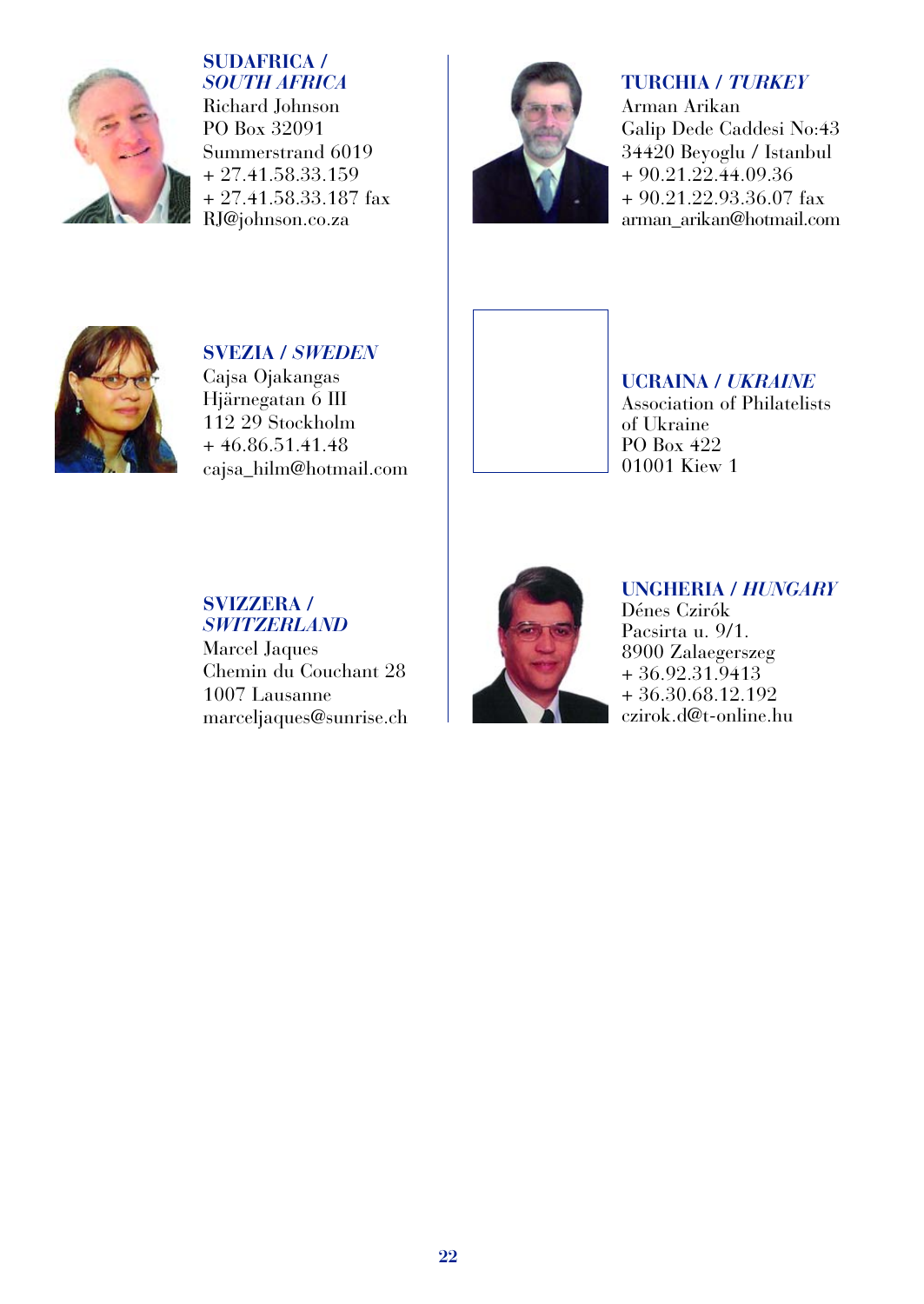**SUDAFRICA /** ***SOUTH AFRICA***

Richard Johnson
PO Box 32091
Summerstrand 6019
+ 27.41.58.33.159
+ 27.41.58.33.187 fax
RJ@johnson.co.za

**SVEZIA /** ***SWEDEN***

Cajsa Ojakangas
Hjärnegatan 6 III
112 29 Stockholm
+ 46.86.51.41.48
cajsa_hilm@hotmail.com

**SVIZZERA /** ***SWITZERLAND***

Marcel Jaques
Chemin du Couchant 28
1007 Lausanne
marceljaques@sunrise.ch

**TURCHIA /** ***TURKEY***

Arman Arikan
Galip Dede Caddesi No:43
34420 Beyoglu / Istanbul
+ 90.21.22.44.09.36
+ 90.21.22.93.36.07 fax
arman_arikan@hotmail.com

**UCRAINA /** ***UKRAINE***

Association of Philatelists of Ukraine
PO Box 422
01001 Kiew 1

**UNGHERIA /** ***HUNGARY***

Dénes Czirók
Pacsirta u. 9/1.
8900 Zalaegerszeg
+ 36.92.31.9413
+ 36.30.68.12.192
czirok.d@t-online.hu